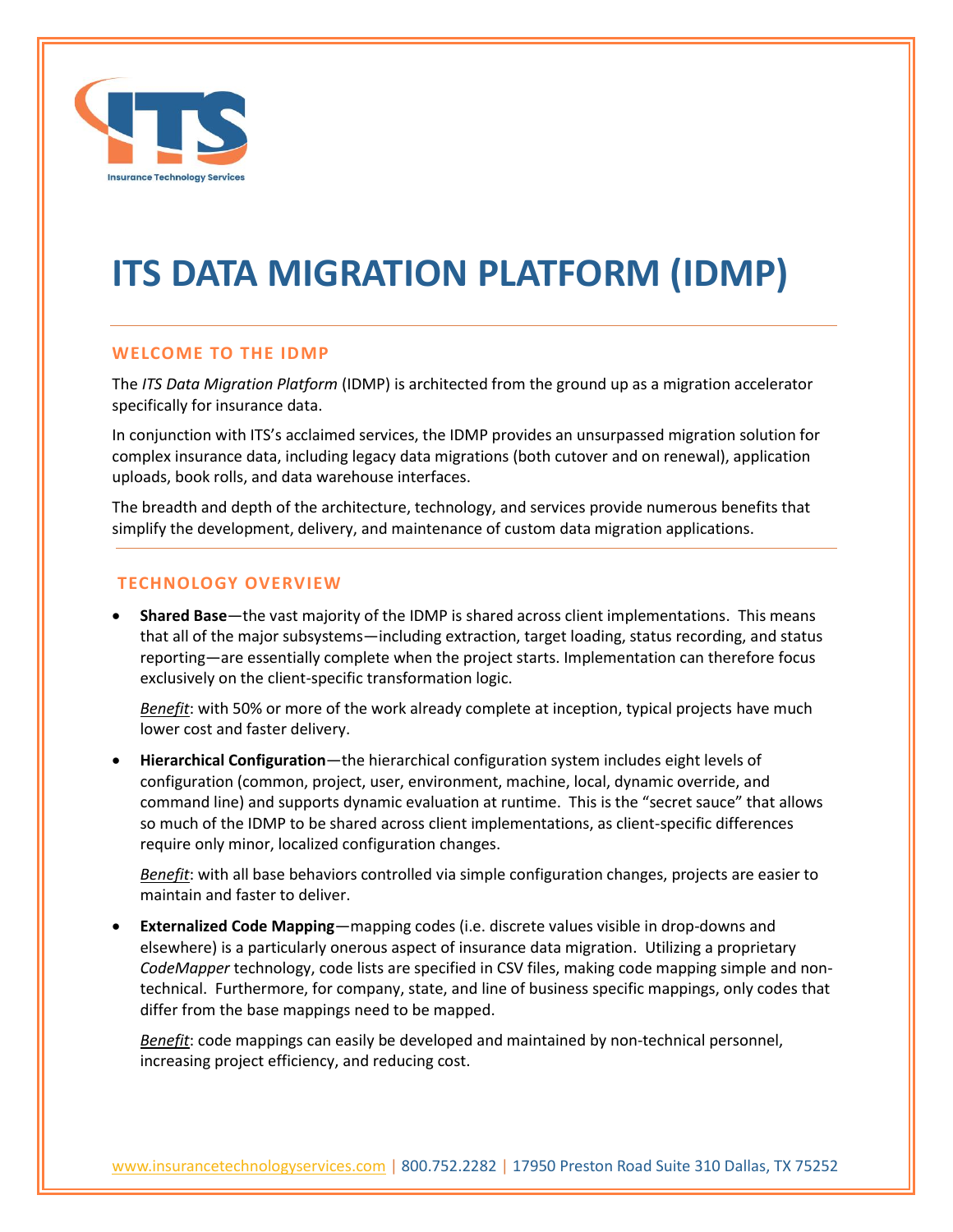# ITS DATA MIGRATION PLATFORM (IDMP)

## WELCOME TO THE IDMP

The *ITS Data Migration Platform* (IDMP) is architected from the ground up as a migration accelerator specifically for insurance data.

In conjunction with ITS's acclaimed services, the IDMP provides an unsurpassed migration solution for complex insurance data, including legacy data migrations (both cutover and on renewal), application uploads, book rolls, and data warehouse interfaces.

The breadth and depth of the architecture, technology, and services provide numerous benefits that simplify the development, delivery, and maintenance of custom data migration applications.

## TECHNOLOGY OVERVIEW

- **Shared Base**—the vast majority of the IDMP is shared across client implementations. This means that all of the major subsystems—including extraction, target loading, status recording, and status reporting—are essentially complete when the project starts. Implementation can therefore focus exclusively on the client-specific transformation logic.

  *Benefit*: with 50% or more of the work already complete at inception, typical projects have much lower cost and faster delivery.

- **Hierarchical Configuration**—the hierarchical configuration system includes eight levels of configuration (common, project, user, environment, machine, local, dynamic override, and command line) and supports dynamic evaluation at runtime. This is the "secret sauce" that allows so much of the IDMP to be shared across client implementations, as client-specific differences require only minor, localized configuration changes.

  *Benefit*: with all base behaviors controlled via simple configuration changes, projects are easier to maintain and faster to deliver.

- **Externalized Code Mapping**—mapping codes (i.e. discrete values visible in drop-downs and elsewhere) is a particularly onerous aspect of insurance data migration. Utilizing a proprietary *CodeMapper* technology, code lists are specified in CSV files, making code mapping simple and non-technical. Furthermore, for company, state, and line of business specific mappings, only codes that differ from the base mappings need to be mapped.

  *Benefit*: code mappings can easily be developed and maintained by non-technical personnel, increasing project efficiency, and reducing cost.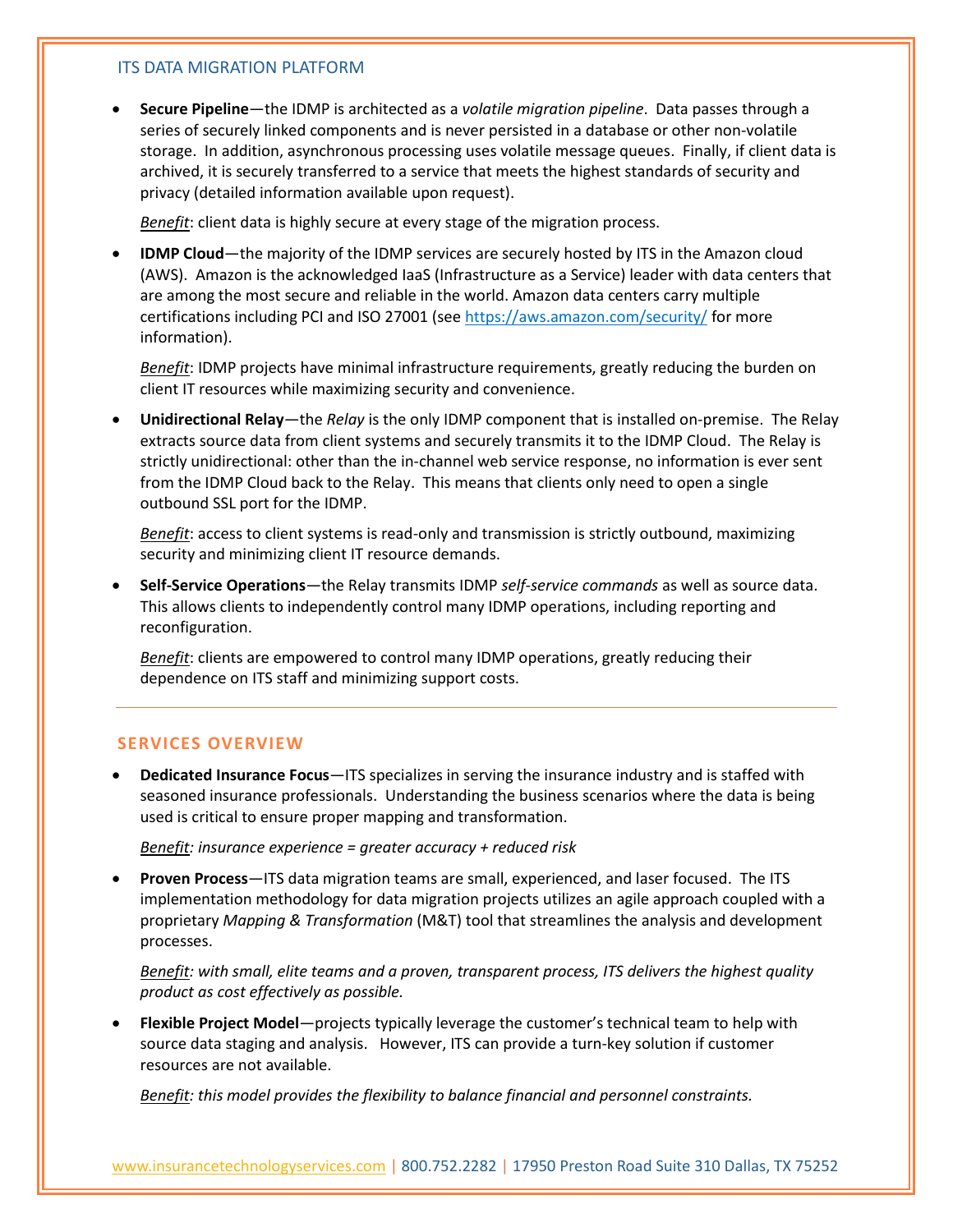## ITS DATA MIGRATION PLATFORM

- **Secure Pipeline**—the IDMP is architected as a *volatile migration pipeline*. Data passes through a series of securely linked components and is never persisted in a database or other non-volatile storage. In addition, asynchronous processing uses volatile message queues. Finally, if client data is archived, it is securely transferred to a service that meets the highest standards of security and privacy (detailed information available upon request).

  *Benefit*: client data is highly secure at every stage of the migration process.

- **IDMP Cloud**—the majority of the IDMP services are securely hosted by ITS in the Amazon cloud (AWS). Amazon is the acknowledged IaaS (Infrastructure as a Service) leader with data centers that are among the most secure and reliable in the world. Amazon data centers carry multiple certifications including PCI and ISO 27001 (see https://aws.amazon.com/security/ for more information).

  *Benefit*: IDMP projects have minimal infrastructure requirements, greatly reducing the burden on client IT resources while maximizing security and convenience.

- **Unidirectional Relay**—the *Relay* is the only IDMP component that is installed on-premise. The Relay extracts source data from client systems and securely transmits it to the IDMP Cloud. The Relay is strictly unidirectional: other than the in-channel web service response, no information is ever sent from the IDMP Cloud back to the Relay. This means that clients only need to open a single outbound SSL port for the IDMP.

  *Benefit*: access to client systems is read-only and transmission is strictly outbound, maximizing security and minimizing client IT resource demands.

- **Self-Service Operations**—the Relay transmits IDMP *self-service commands* as well as source data. This allows clients to independently control many IDMP operations, including reporting and reconfiguration.

  *Benefit*: clients are empowered to control many IDMP operations, greatly reducing their dependence on ITS staff and minimizing support costs.

---

## SERVICES OVERVIEW

- **Dedicated Insurance Focus**—ITS specializes in serving the insurance industry and is staffed with seasoned insurance professionals. Understanding the business scenarios where the data is being used is critical to ensure proper mapping and transformation.

  *Benefit: insurance experience = greater accuracy + reduced risk*

- **Proven Process**—ITS data migration teams are small, experienced, and laser focused. The ITS implementation methodology for data migration projects utilizes an agile approach coupled with a proprietary *Mapping & Transformation* (M&T) tool that streamlines the analysis and development processes.

  *Benefit: with small, elite teams and a proven, transparent process, ITS delivers the highest quality product as cost effectively as possible.*

- **Flexible Project Model**—projects typically leverage the customer's technical team to help with source data staging and analysis. However, ITS can provide a turn-key solution if customer resources are not available.

  *Benefit: this model provides the flexibility to balance financial and personnel constraints.*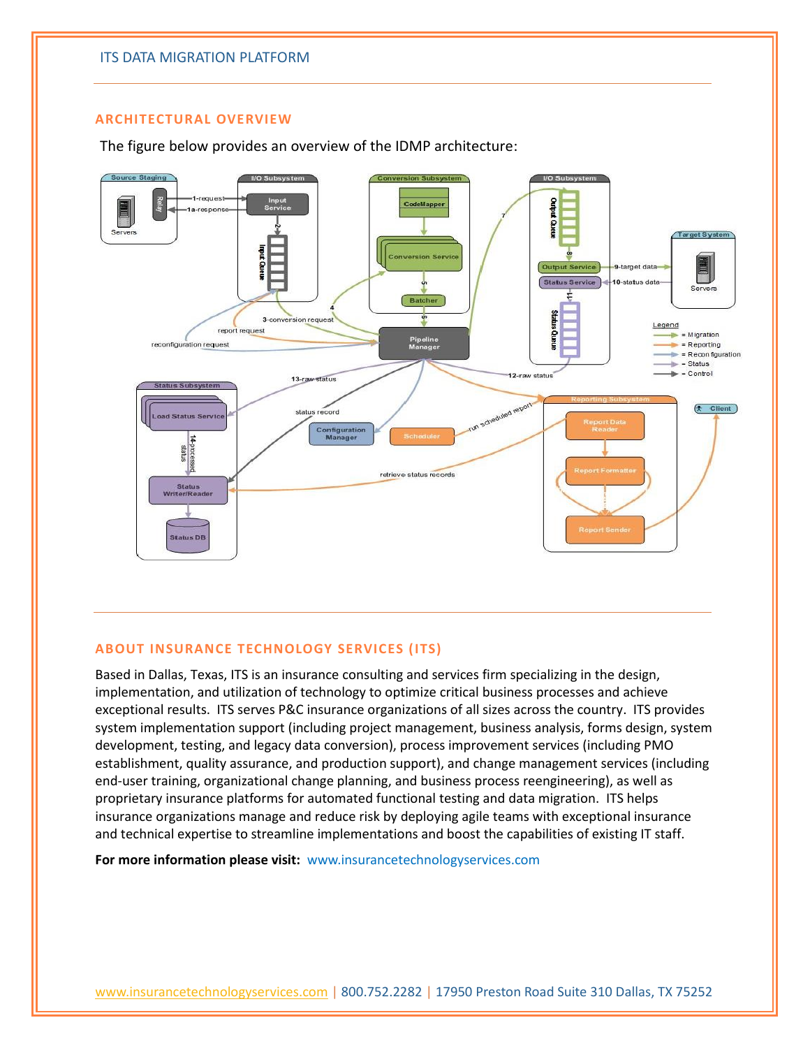## ARCHITECTURAL OVERVIEW

The figure below provides an overview of the IDMP architecture:

Source Staging
Servers
Relay
1-request
1a-response
I/O Subsystem
Input Service
2
Input Queue
3-conversion request
report request
reconfiguration request
Conversion Subsystem
CodeMapper
Conversion Service
5
Batcher
6
4
Pipeline Manager
7
I/O Subsystem
Output Queue
8
Output Service
9-target data
Status Service
10-status data
11
Status Queue
Target System
Servers
12-raw status
13-raw status
Legend
= Migration
= Reporting
= Reconfiguration
- Status
- Control
Status Subsystem
Load Status Service
14-processed status
Status Writer/Reader
Status DB
status record
Configuration Manager
Scheduler
run scheduled report
retrieve status records
Reporting Subsystem
Report Data Reader
Report Formatter
Report Sender
Client

## ABOUT INSURANCE TECHNOLOGY SERVICES (ITS)

Based in Dallas, Texas, ITS is an insurance consulting and services firm specializing in the design, implementation, and utilization of technology to optimize critical business processes and achieve exceptional results. ITS serves P&C insurance organizations of all sizes across the country. ITS provides system implementation support (including project management, business analysis, forms design, system development, testing, and legacy data conversion), process improvement services (including PMO establishment, quality assurance, and production support), and change management services (including end-user training, organizational change planning, and business process reengineering), as well as proprietary insurance platforms for automated functional testing and data migration. ITS helps insurance organizations manage and reduce risk by deploying agile teams with exceptional insurance and technical expertise to streamline implementations and boost the capabilities of existing IT staff.

**For more information please visit:** www.insurancetechnologyservices.com